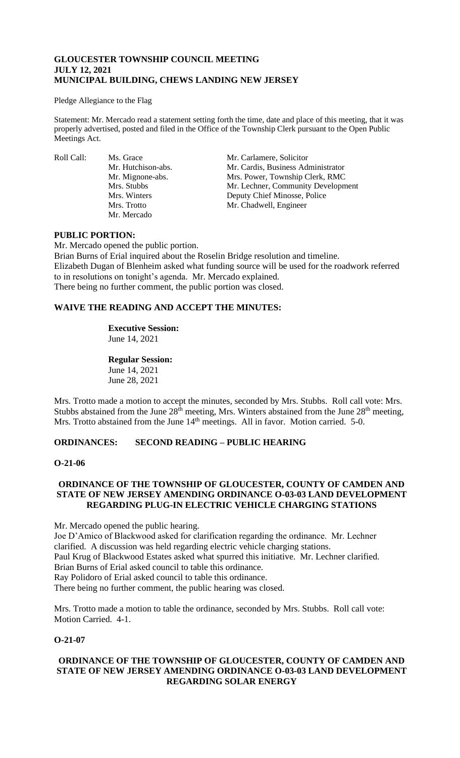**GLOUCESTER TOWNSHIP COUNCIL MEETING**
**JULY 12, 2021**
**MUNICIPAL BUILDING, CHEWS LANDING NEW JERSEY**

Pledge Allegiance to the Flag

Statement: Mr. Mercado read a statement setting forth the time, date and place of this meeting, that it was properly advertised, posted and filed in the Office of the Township Clerk pursuant to the Open Public Meetings Act.

| Roll Call: | Ms. Grace | Mr. Carlamere, Solicitor |
|---|---|---|
| | Mr. Hutchison-abs. | Mr. Cardis, Business Administrator |
| | Mr. Mignone-abs. | Mrs. Power, Township Clerk, RMC |
| | Mrs. Stubbs | Mr. Lechner, Community Development |
| | Mrs. Winters | Deputy Chief Minosse, Police |
| | Mrs. Trotto | Mr. Chadwell, Engineer |
| | Mr. Mercado | |

**PUBLIC PORTION:**

Mr. Mercado opened the public portion.
Brian Burns of Erial inquired about the Roselin Bridge resolution and timeline.
Elizabeth Dugan of Blenheim asked what funding source will be used for the roadwork referred to in resolutions on tonight's agenda. Mr. Mercado explained.
There being no further comment, the public portion was closed.

**WAIVE THE READING AND ACCEPT THE MINUTES:**

**Executive Session:**
June 14, 2021

**Regular Session:**
June 14, 2021
June 28, 2021

Mrs. Trotto made a motion to accept the minutes, seconded by Mrs. Stubbs. Roll call vote: Mrs. Stubbs abstained from the June 28th meeting, Mrs. Winters abstained from the June 28th meeting, Mrs. Trotto abstained from the June 14th meetings. All in favor. Motion carried. 5-0.

**ORDINANCES: SECOND READING – PUBLIC HEARING**

**O-21-06**

**ORDINANCE OF THE TOWNSHIP OF GLOUCESTER, COUNTY OF CAMDEN AND STATE OF NEW JERSEY AMENDING ORDINANCE O-03-03 LAND DEVELOPMENT REGARDING PLUG-IN ELECTRIC VEHICLE CHARGING STATIONS**

Mr. Mercado opened the public hearing.
Joe D'Amico of Blackwood asked for clarification regarding the ordinance. Mr. Lechner clarified. A discussion was held regarding electric vehicle charging stations.
Paul Krug of Blackwood Estates asked what spurred this initiative. Mr. Lechner clarified.
Brian Burns of Erial asked council to table this ordinance.
Ray Polidoro of Erial asked council to table this ordinance.
There being no further comment, the public hearing was closed.

Mrs. Trotto made a motion to table the ordinance, seconded by Mrs. Stubbs. Roll call vote: Motion Carried. 4-1.

**O-21-07**

**ORDINANCE OF THE TOWNSHIP OF GLOUCESTER, COUNTY OF CAMDEN AND STATE OF NEW JERSEY AMENDING ORDINANCE O-03-03 LAND DEVELOPMENT REGARDING SOLAR ENERGY**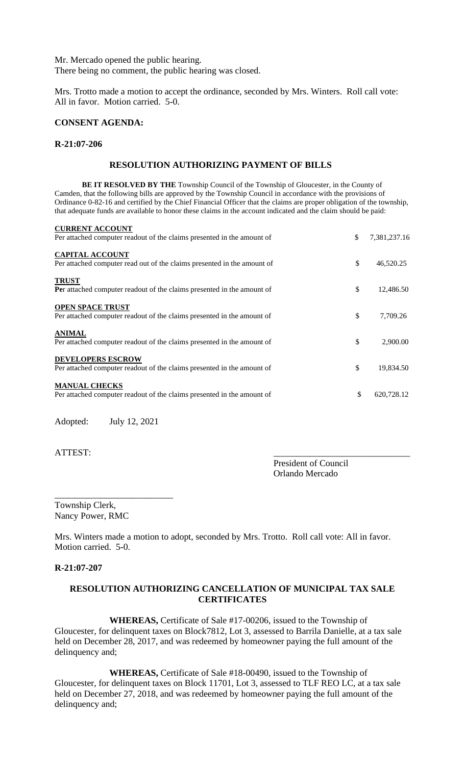Mr. Mercado opened the public hearing.
There being no comment, the public hearing was closed.

Mrs. Trotto made a motion to accept the ordinance, seconded by Mrs. Winters. Roll call vote: All in favor. Motion carried. 5-0.

## CONSENT AGENDA:

### R-21:07-206

### RESOLUTION AUTHORIZING PAYMENT OF BILLS

**BE IT RESOLVED BY THE** Township Council of the Township of Gloucester, in the County of Camden, that the following bills are approved by the Township Council in accordance with the provisions of Ordinance 0-82-16 and certified by the Chief Financial Officer that the claims are proper obligation of the township, that adequate funds are available to honor these claims in the account indicated and the claim should be paid:

| | | |
|---|---|---|
| **CURRENT ACCOUNT**<br>Per attached computer readout of the claims presented in the amount of | $ | 7,381,237.16 |
| **CAPITAL ACCOUNT**<br>Per attached computer read out of the claims presented in the amount of | $ | 46,520.25 |
| **TRUST**<br>**Pe**r attached computer readout of the claims presented in the amount of | $ | 12,486.50 |
| **OPEN SPACE TRUST**<br>Per attached computer readout of the claims presented in the amount of | $ | 7,709.26 |
| **ANIMAL**<br>Per attached computer readout of the claims presented in the amount of | $ | 2,900.00 |
| **DEVELOPERS ESCROW**<br>Per attached computer readout of the claims presented in the amount of | $ | 19,834.50 |
| **MANUAL CHECKS**<br>Per attached computer readout of the claims presented in the amount of | $ | 620,728.12 |

Adopted: July 12, 2021

ATTEST: \_\_\_\_\_\_\_\_\_\_\_\_\_\_\_\_\_\_\_\_\_\_\_\_\_\_\_\_\_\_

President of Council
Orlando Mercado

\_\_\_\_\_\_\_\_\_\_\_\_\_\_\_\_\_\_\_\_\_\_\_\_\_\_

Township Clerk,
Nancy Power, RMC

Mrs. Winters made a motion to adopt, seconded by Mrs. Trotto. Roll call vote: All in favor. Motion carried. 5-0.

### R-21:07-207

### RESOLUTION AUTHORIZING CANCELLATION OF MUNICIPAL TAX SALE CERTIFICATES

**WHEREAS,** Certificate of Sale #17-00206, issued to the Township of Gloucester, for delinquent taxes on Block7812, Lot 3, assessed to Barrila Danielle, at a tax sale held on December 28, 2017, and was redeemed by homeowner paying the full amount of the delinquency and;

**WHEREAS,** Certificate of Sale #18-00490, issued to the Township of Gloucester, for delinquent taxes on Block 11701, Lot 3, assessed to TLF REO LC, at a tax sale held on December 27, 2018, and was redeemed by homeowner paying the full amount of the delinquency and;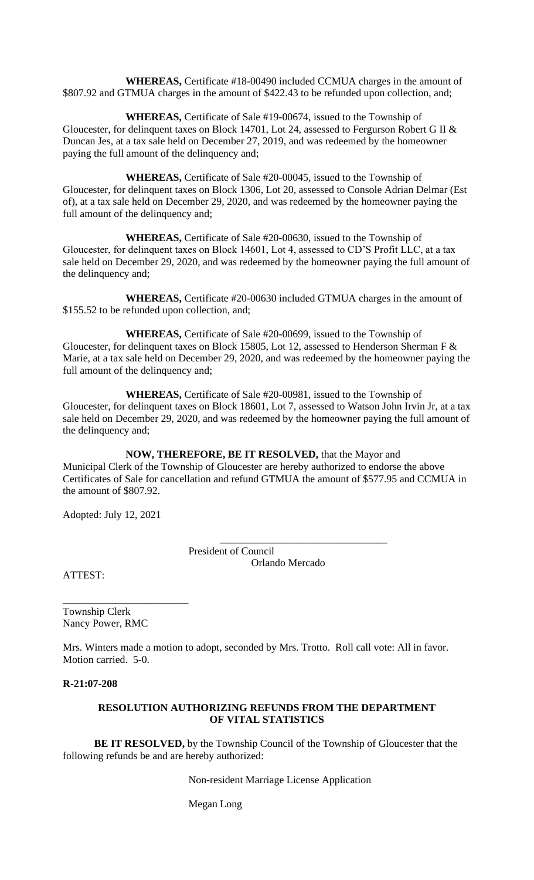**WHEREAS,** Certificate #18-00490 included CCMUA charges in the amount of $807.92 and GTMUA charges in the amount of $422.43 to be refunded upon collection, and;

**WHEREAS,** Certificate of Sale #19-00674, issued to the Township of Gloucester, for delinquent taxes on Block 14701, Lot 24, assessed to Fergurson Robert G II & Duncan Jes, at a tax sale held on December 27, 2019, and was redeemed by the homeowner paying the full amount of the delinquency and;

**WHEREAS,** Certificate of Sale #20-00045, issued to the Township of Gloucester, for delinquent taxes on Block 1306, Lot 20, assessed to Console Adrian Delmar (Est of), at a tax sale held on December 29, 2020, and was redeemed by the homeowner paying the full amount of the delinquency and;

**WHEREAS,** Certificate of Sale #20-00630, issued to the Township of Gloucester, for delinquent taxes on Block 14601, Lot 4, assessed to CD'S Profit LLC, at a tax sale held on December 29, 2020, and was redeemed by the homeowner paying the full amount of the delinquency and;

**WHEREAS,** Certificate #20-00630 included GTMUA charges in the amount of $155.52 to be refunded upon collection, and;

**WHEREAS,** Certificate of Sale #20-00699, issued to the Township of Gloucester, for delinquent taxes on Block 15805, Lot 12, assessed to Henderson Sherman F & Marie, at a tax sale held on December 29, 2020, and was redeemed by the homeowner paying the full amount of the delinquency and;

**WHEREAS,** Certificate of Sale #20-00981, issued to the Township of Gloucester, for delinquent taxes on Block 18601, Lot 7, assessed to Watson John Irvin Jr, at a tax sale held on December 29, 2020, and was redeemed by the homeowner paying the full amount of the delinquency and;

**NOW, THEREFORE, BE IT RESOLVED,** that the Mayor and Municipal Clerk of the Township of Gloucester are hereby authorized to endorse the above Certificates of Sale for cancellation and refund GTMUA the amount of $577.95 and CCMUA in the amount of $807.92.

Adopted: July 12, 2021

\_\_\_\_\_\_\_\_\_\_\_\_\_\_\_\_\_\_\_\_\_\_\_\_\_\_\_\_\_\_\_\_
President of Council
Orlando Mercado

ATTEST:

\_\_\_\_\_\_\_\_\_\_\_\_\_\_\_\_\_\_\_\_\_\_\_\_
Township Clerk
Nancy Power, RMC

Mrs. Winters made a motion to adopt, seconded by Mrs. Trotto. Roll call vote: All in favor. Motion carried. 5-0.

**R-21:07-208**

**RESOLUTION AUTHORIZING REFUNDS FROM THE DEPARTMENT OF VITAL STATISTICS**

**BE IT RESOLVED,** by the Township Council of the Township of Gloucester that the following refunds be and are hereby authorized:

Non-resident Marriage License Application

Megan Long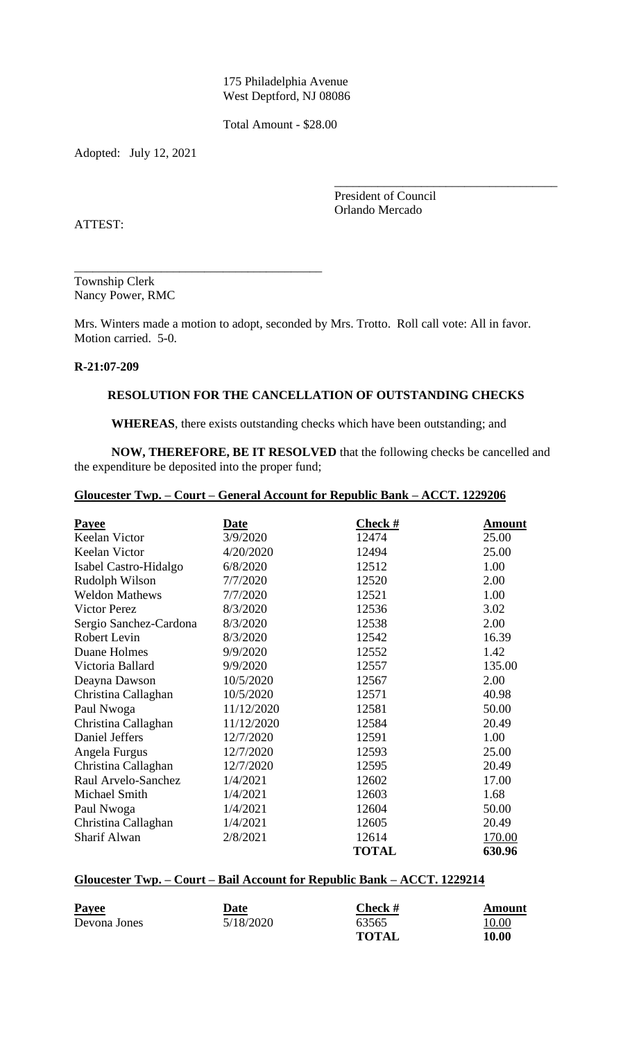175 Philadelphia Avenue
West Deptford, NJ 08086

Total Amount - $28.00

Adopted: July 12, 2021

_____________________________________
President of Council
Orlando Mercado

ATTEST:

_________________________________________
Township Clerk
Nancy Power, RMC

Mrs. Winters made a motion to adopt, seconded by Mrs. Trotto. Roll call vote: All in favor. Motion carried. 5-0.

**R-21:07-209**

**RESOLUTION FOR THE CANCELLATION OF OUTSTANDING CHECKS**

**WHEREAS**, there exists outstanding checks which have been outstanding; and

**NOW, THEREFORE, BE IT RESOLVED** that the following checks be cancelled and the expenditure be deposited into the proper fund;

**Gloucester Twp. – Court – General Account for Republic Bank – ACCT. 1229206**

| Payee | Date | Check # | Amount |
|---|---|---|---|
| Keelan Victor | 3/9/2020 | 12474 | 25.00 |
| Keelan Victor | 4/20/2020 | 12494 | 25.00 |
| Isabel Castro-Hidalgo | 6/8/2020 | 12512 | 1.00 |
| Rudolph Wilson | 7/7/2020 | 12520 | 2.00 |
| Weldon Mathews | 7/7/2020 | 12521 | 1.00 |
| Victor Perez | 8/3/2020 | 12536 | 3.02 |
| Sergio Sanchez-Cardona | 8/3/2020 | 12538 | 2.00 |
| Robert Levin | 8/3/2020 | 12542 | 16.39 |
| Duane Holmes | 9/9/2020 | 12552 | 1.42 |
| Victoria Ballard | 9/9/2020 | 12557 | 135.00 |
| Deayna Dawson | 10/5/2020 | 12567 | 2.00 |
| Christina Callaghan | 10/5/2020 | 12571 | 40.98 |
| Paul Nwoga | 11/12/2020 | 12581 | 50.00 |
| Christina Callaghan | 11/12/2020 | 12584 | 20.49 |
| Daniel Jeffers | 12/7/2020 | 12591 | 1.00 |
| Angela Furgus | 12/7/2020 | 12593 | 25.00 |
| Christina Callaghan | 12/7/2020 | 12595 | 20.49 |
| Raul Arvelo-Sanchez | 1/4/2021 | 12602 | 17.00 |
| Michael Smith | 1/4/2021 | 12603 | 1.68 |
| Paul Nwoga | 1/4/2021 | 12604 | 50.00 |
| Christina Callaghan | 1/4/2021 | 12605 | 20.49 |
| Sharif Alwan | 2/8/2021 | 12614 | 170.00 |
| | | **TOTAL** | **630.96** |

**Gloucester Twp. – Court – Bail Account for Republic Bank – ACCT. 1229214**

| Payee | Date | Check # | Amount |
|---|---|---|---|
| Devona Jones | 5/18/2020 | 63565 | 10.00 |
| | | **TOTAL** | **10.00** |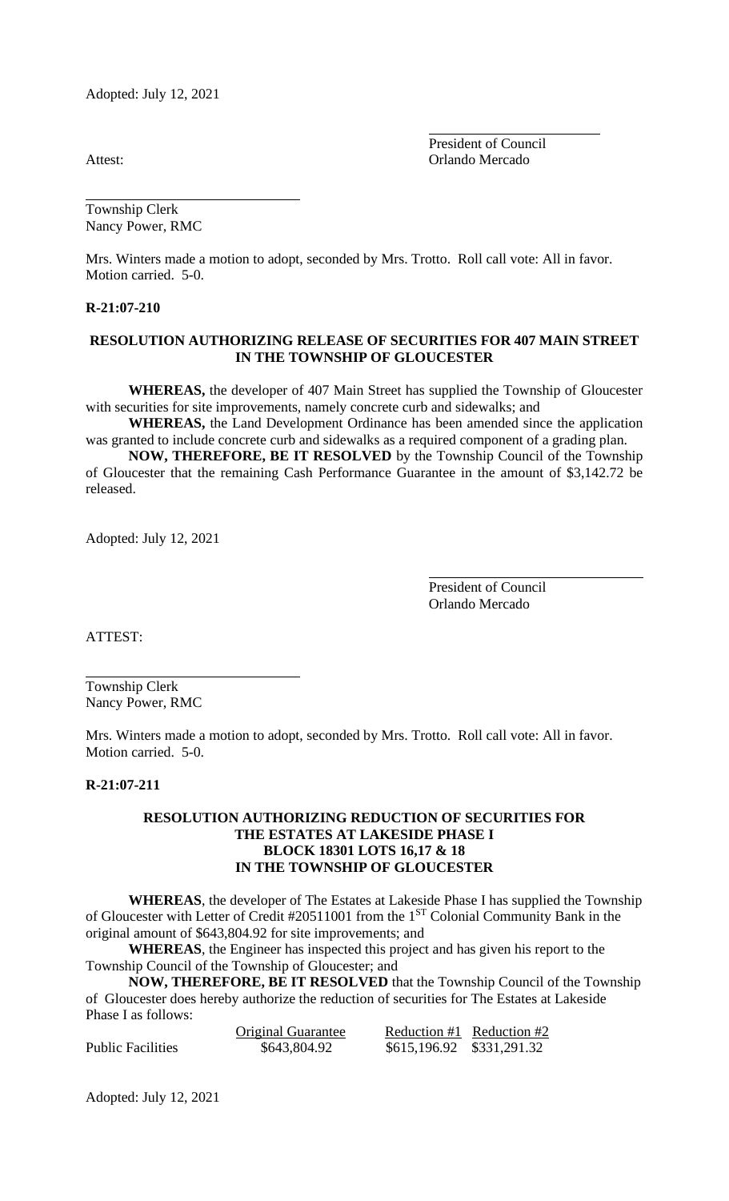Adopted: July 12, 2021

President of Council
Orlando Mercado

Attest:

Township Clerk
Nancy Power, RMC

Mrs. Winters made a motion to adopt, seconded by Mrs. Trotto. Roll call vote: All in favor. Motion carried. 5-0.

**R-21:07-210**

**RESOLUTION AUTHORIZING RELEASE OF SECURITIES FOR 407 MAIN STREET IN THE TOWNSHIP OF GLOUCESTER**

**WHEREAS,** the developer of 407 Main Street has supplied the Township of Gloucester with securities for site improvements, namely concrete curb and sidewalks; and

**WHEREAS,** the Land Development Ordinance has been amended since the application was granted to include concrete curb and sidewalks as a required component of a grading plan.

**NOW, THEREFORE, BE IT RESOLVED** by the Township Council of the Township of Gloucester that the remaining Cash Performance Guarantee in the amount of $3,142.72 be released.

Adopted: July 12, 2021

President of Council
Orlando Mercado

ATTEST:

Township Clerk
Nancy Power, RMC

Mrs. Winters made a motion to adopt, seconded by Mrs. Trotto. Roll call vote: All in favor. Motion carried. 5-0.

**R-21:07-211**

**RESOLUTION AUTHORIZING REDUCTION OF SECURITIES FOR THE ESTATES AT LAKESIDE PHASE I BLOCK 18301 LOTS 16,17 & 18 IN THE TOWNSHIP OF GLOUCESTER**

**WHEREAS**, the developer of The Estates at Lakeside Phase I has supplied the Township of Gloucester with Letter of Credit #20511001 from the 1ST Colonial Community Bank in the original amount of $643,804.92 for site improvements; and

**WHEREAS**, the Engineer has inspected this project and has given his report to the Township Council of the Township of Gloucester; and

**NOW, THEREFORE, BE IT RESOLVED** that the Township Council of the Township of Gloucester does hereby authorize the reduction of securities for The Estates at Lakeside Phase I as follows:

| | Original Guarantee | Reduction #1 | Reduction #2 |
|---|---|---|---|
| Public Facilities | $643,804.92 | $615,196.92 | $331,291.32 |

Adopted: July 12, 2021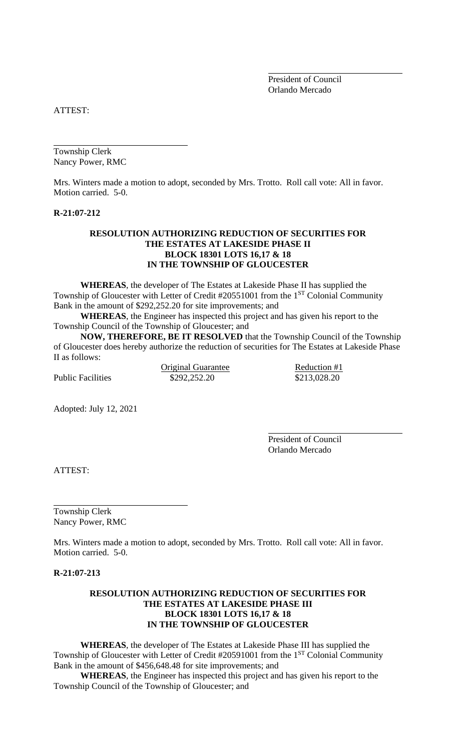\_\_\_\_\_\_\_\_\_\_\_\_\_\_\_\_\_\_\_\_\_\_\_\_\_\_\_\_\_\_
President of Council
Orlando Mercado

ATTEST:

\_\_\_\_\_\_\_\_\_\_\_\_\_\_\_\_\_\_\_\_\_\_\_\_\_\_\_\_\_\_
Township Clerk
Nancy Power, RMC

Mrs. Winters made a motion to adopt, seconded by Mrs. Trotto. Roll call vote: All in favor. Motion carried. 5-0.

**R-21:07-212**

**RESOLUTION AUTHORIZING REDUCTION OF SECURITIES FOR THE ESTATES AT LAKESIDE PHASE II BLOCK 18301 LOTS 16,17 & 18 IN THE TOWNSHIP OF GLOUCESTER**

**WHEREAS**, the developer of The Estates at Lakeside Phase II has supplied the Township of Gloucester with Letter of Credit #20551001 from the 1ST Colonial Community Bank in the amount of $292,252.20 for site improvements; and

**WHEREAS**, the Engineer has inspected this project and has given his report to the Township Council of the Township of Gloucester; and

**NOW, THEREFORE, BE IT RESOLVED** that the Township Council of the Township of Gloucester does hereby authorize the reduction of securities for The Estates at Lakeside Phase II as follows:

| | Original Guarantee | Reduction #1 |
|---|---|---|
| Public Facilities | $292,252.20 | $213,028.20 |

Adopted: July 12, 2021

\_\_\_\_\_\_\_\_\_\_\_\_\_\_\_\_\_\_\_\_\_\_\_\_\_\_\_\_\_\_
President of Council
Orlando Mercado

ATTEST:

\_\_\_\_\_\_\_\_\_\_\_\_\_\_\_\_\_\_\_\_\_\_\_\_\_\_\_\_\_\_
Township Clerk
Nancy Power, RMC

Mrs. Winters made a motion to adopt, seconded by Mrs. Trotto. Roll call vote: All in favor. Motion carried. 5-0.

**R-21:07-213**

**RESOLUTION AUTHORIZING REDUCTION OF SECURITIES FOR THE ESTATES AT LAKESIDE PHASE III BLOCK 18301 LOTS 16,17 & 18 IN THE TOWNSHIP OF GLOUCESTER**

**WHEREAS**, the developer of The Estates at Lakeside Phase III has supplied the Township of Gloucester with Letter of Credit #20591001 from the 1ST Colonial Community Bank in the amount of $456,648.48 for site improvements; and

**WHEREAS**, the Engineer has inspected this project and has given his report to the Township Council of the Township of Gloucester; and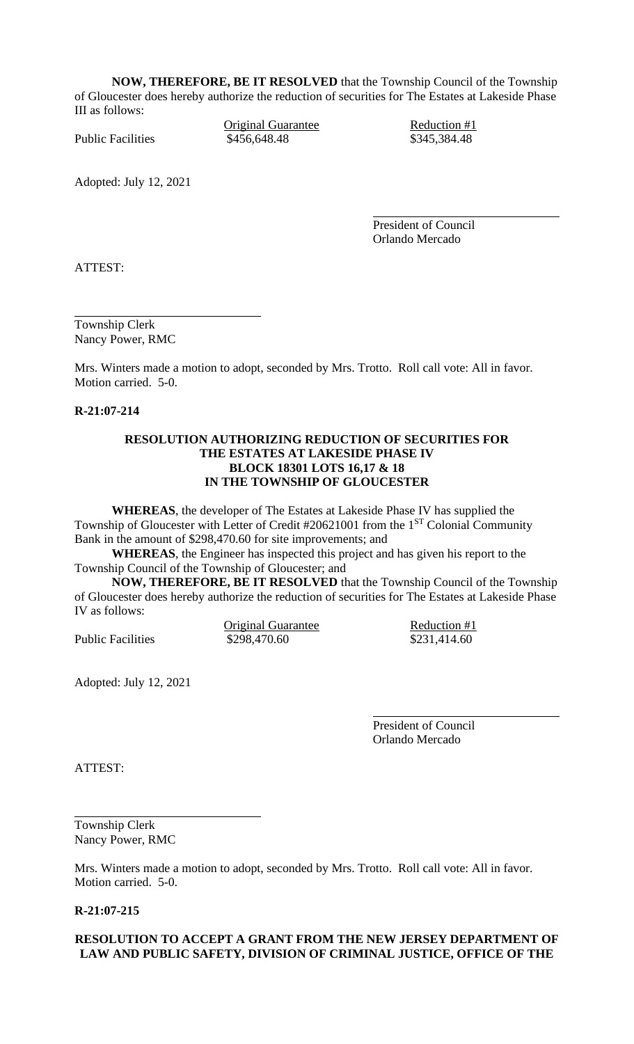**NOW, THEREFORE, BE IT RESOLVED** that the Township Council of the Township of Gloucester does hereby authorize the reduction of securities for The Estates at Lakeside Phase III as follows:

| | Original Guarantee | Reduction #1 |
|---|---|---|
| Public Facilities | $456,648.48 | $345,384.48 |

Adopted: July 12, 2021

President of Council
Orlando Mercado

ATTEST:

Township Clerk
Nancy Power, RMC

Mrs. Winters made a motion to adopt, seconded by Mrs. Trotto. Roll call vote: All in favor. Motion carried. 5-0.

**R-21:07-214**

**RESOLUTION AUTHORIZING REDUCTION OF SECURITIES FOR THE ESTATES AT LAKESIDE PHASE IV BLOCK 18301 LOTS 16,17 & 18 IN THE TOWNSHIP OF GLOUCESTER**

**WHEREAS**, the developer of The Estates at Lakeside Phase IV has supplied the Township of Gloucester with Letter of Credit #20621001 from the 1ST Colonial Community Bank in the amount of $298,470.60 for site improvements; and

**WHEREAS**, the Engineer has inspected this project and has given his report to the Township Council of the Township of Gloucester; and

**NOW, THEREFORE, BE IT RESOLVED** that the Township Council of the Township of Gloucester does hereby authorize the reduction of securities for The Estates at Lakeside Phase IV as follows:

| | Original Guarantee | Reduction #1 |
|---|---|---|
| Public Facilities | $298,470.60 | $231,414.60 |

Adopted: July 12, 2021

President of Council
Orlando Mercado

ATTEST:

Township Clerk
Nancy Power, RMC

Mrs. Winters made a motion to adopt, seconded by Mrs. Trotto. Roll call vote: All in favor. Motion carried. 5-0.

**R-21:07-215**

**RESOLUTION TO ACCEPT A GRANT FROM THE NEW JERSEY DEPARTMENT OF LAW AND PUBLIC SAFETY, DIVISION OF CRIMINAL JUSTICE, OFFICE OF THE**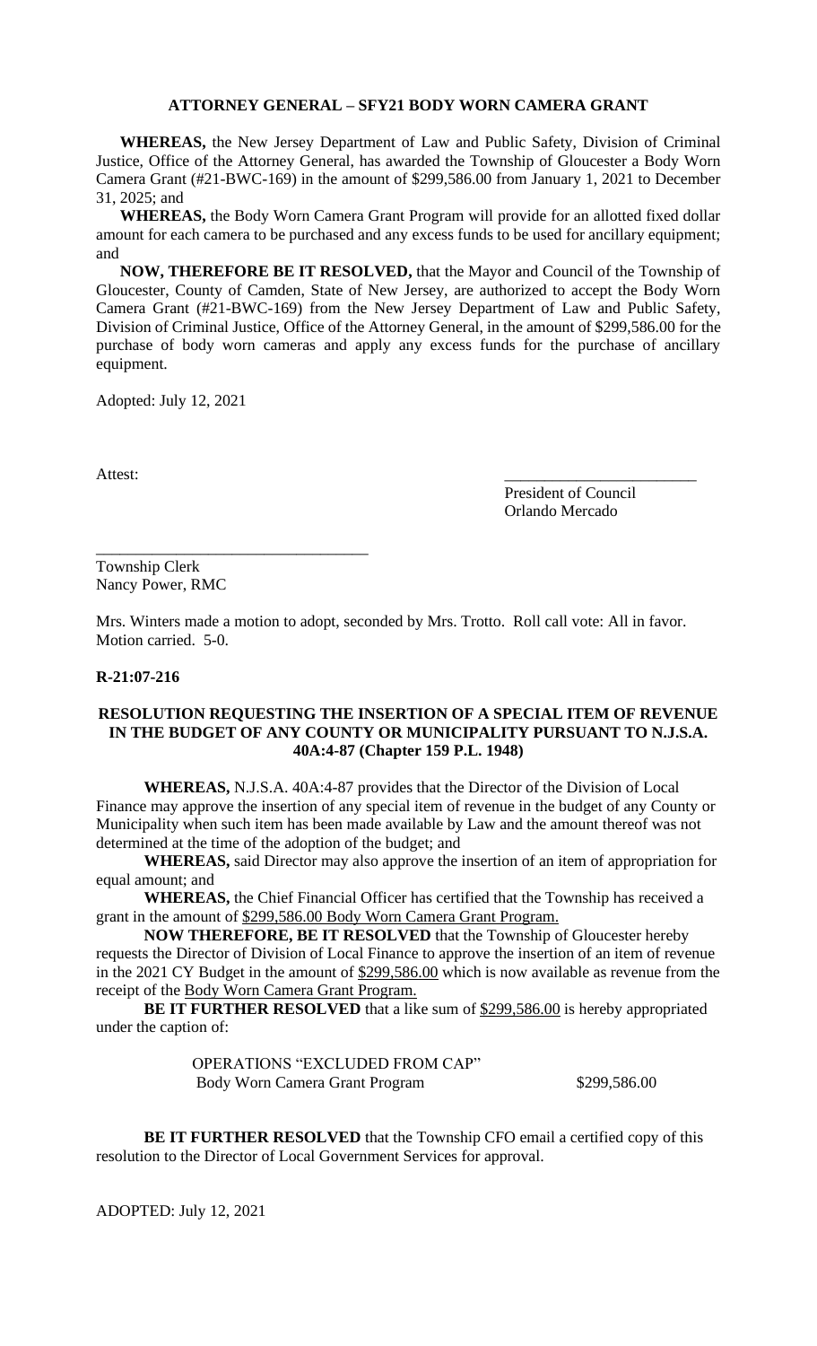**ATTORNEY GENERAL – SFY21 BODY WORN CAMERA GRANT**

**WHEREAS,** the New Jersey Department of Law and Public Safety, Division of Criminal Justice, Office of the Attorney General, has awarded the Township of Gloucester a Body Worn Camera Grant (#21-BWC-169) in the amount of $299,586.00 from January 1, 2021 to December 31, 2025; and

**WHEREAS,** the Body Worn Camera Grant Program will provide for an allotted fixed dollar amount for each camera to be purchased and any excess funds to be used for ancillary equipment; and

**NOW, THEREFORE BE IT RESOLVED,** that the Mayor and Council of the Township of Gloucester, County of Camden, State of New Jersey, are authorized to accept the Body Worn Camera Grant (#21-BWC-169) from the New Jersey Department of Law and Public Safety, Division of Criminal Justice, Office of the Attorney General, in the amount of $299,586.00 for the purchase of body worn cameras and apply any excess funds for the purchase of ancillary equipment.

Adopted: July 12, 2021

Attest:

\_\_\_\_\_\_\_\_\_\_\_\_\_\_\_\_\_\_\_\_\_\_\_\_
President of Council
Orlando Mercado

\_\_\_\_\_\_\_\_\_\_\_\_\_\_\_\_\_\_\_\_\_\_\_\_\_\_\_\_\_\_\_\_\_\_
Township Clerk
Nancy Power, RMC

Mrs. Winters made a motion to adopt, seconded by Mrs. Trotto. Roll call vote: All in favor. Motion carried. 5-0.

**R-21:07-216**

**RESOLUTION REQUESTING THE INSERTION OF A SPECIAL ITEM OF REVENUE IN THE BUDGET OF ANY COUNTY OR MUNICIPALITY PURSUANT TO N.J.S.A. 40A:4-87 (Chapter 159 P.L. 1948)**

**WHEREAS,** N.J.S.A. 40A:4-87 provides that the Director of the Division of Local Finance may approve the insertion of any special item of revenue in the budget of any County or Municipality when such item has been made available by Law and the amount thereof was not determined at the time of the adoption of the budget; and

**WHEREAS,** said Director may also approve the insertion of an item of appropriation for equal amount; and

**WHEREAS,** the Chief Financial Officer has certified that the Township has received a grant in the amount of $299,586.00 Body Worn Camera Grant Program.

**NOW THEREFORE, BE IT RESOLVED** that the Township of Gloucester hereby requests the Director of Division of Local Finance to approve the insertion of an item of revenue in the 2021 CY Budget in the amount of $299,586.00 which is now available as revenue from the receipt of the Body Worn Camera Grant Program.

**BE IT FURTHER RESOLVED** that a like sum of $299,586.00 is hereby appropriated under the caption of:

OPERATIONS "EXCLUDED FROM CAP"
Body Worn Camera Grant Program $299,586.00

**BE IT FURTHER RESOLVED** that the Township CFO email a certified copy of this resolution to the Director of Local Government Services for approval.

ADOPTED: July 12, 2021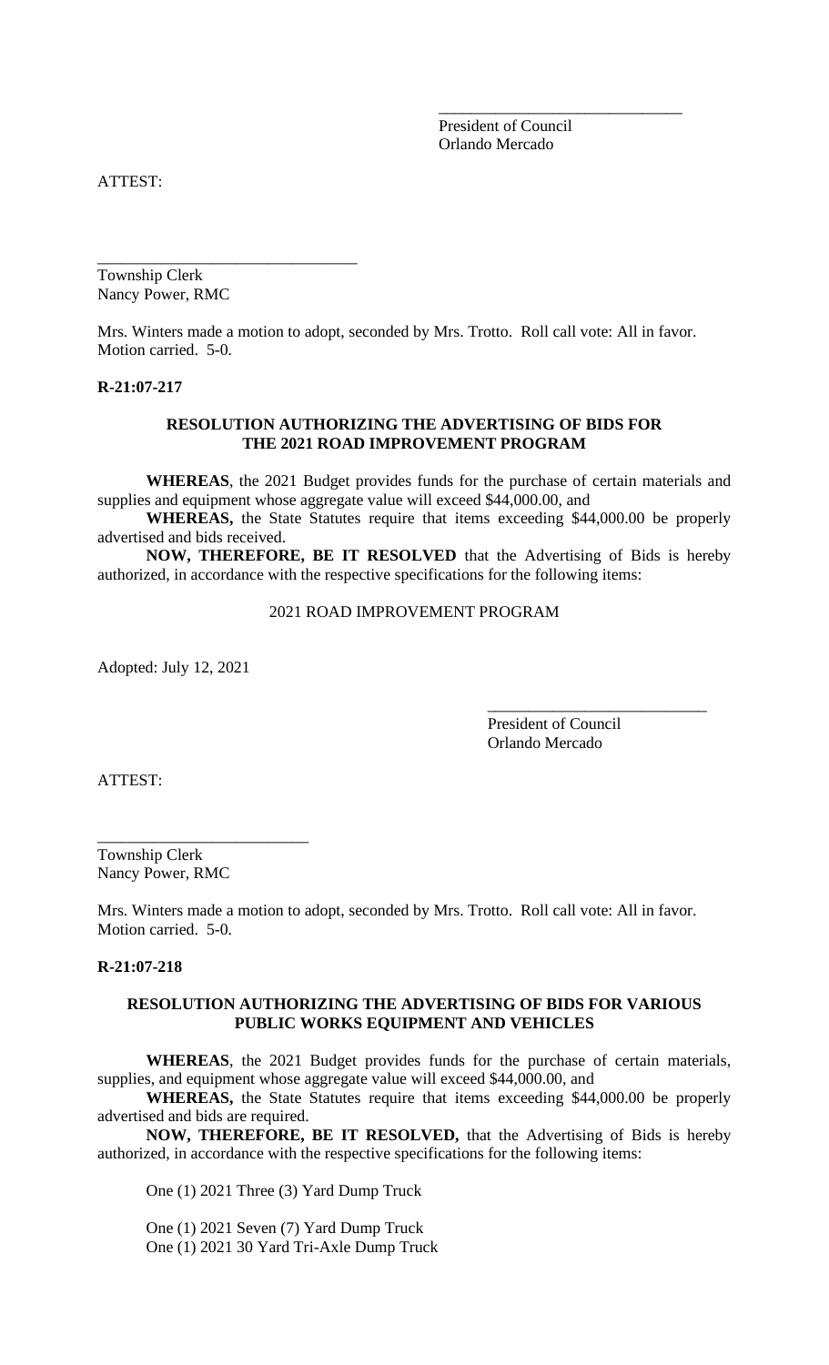\_\_\_\_\_\_\_\_\_\_\_\_\_\_\_\_\_\_\_\_\_\_\_\_\_\_\_\_\_\_
President of Council
Orlando Mercado

ATTEST:

\_\_\_\_\_\_\_\_\_\_\_\_\_\_\_\_\_\_\_\_\_\_\_\_\_\_\_\_\_\_\_\_
Township Clerk
Nancy Power, RMC

Mrs. Winters made a motion to adopt, seconded by Mrs. Trotto. Roll call vote: All in favor. Motion carried. 5-0.

**R-21:07-217**

**RESOLUTION AUTHORIZING THE ADVERTISING OF BIDS FOR THE 2021 ROAD IMPROVEMENT PROGRAM**

**WHEREAS**, the 2021 Budget provides funds for the purchase of certain materials and supplies and equipment whose aggregate value will exceed $44,000.00, and

**WHEREAS,** the State Statutes require that items exceeding $44,000.00 be properly advertised and bids received.

**NOW, THEREFORE, BE IT RESOLVED** that the Advertising of Bids is hereby authorized, in accordance with the respective specifications for the following items:

2021 ROAD IMPROVEMENT PROGRAM

Adopted: July 12, 2021

\_\_\_\_\_\_\_\_\_\_\_\_\_\_\_\_\_\_\_\_\_\_\_\_\_\_\_
President of Council
Orlando Mercado

ATTEST:

\_\_\_\_\_\_\_\_\_\_\_\_\_\_\_\_\_\_\_\_\_\_\_\_\_\_
Township Clerk
Nancy Power, RMC

Mrs. Winters made a motion to adopt, seconded by Mrs. Trotto. Roll call vote: All in favor. Motion carried. 5-0.

**R-21:07-218**

**RESOLUTION AUTHORIZING THE ADVERTISING OF BIDS FOR VARIOUS PUBLIC WORKS EQUIPMENT AND VEHICLES**

**WHEREAS**, the 2021 Budget provides funds for the purchase of certain materials, supplies, and equipment whose aggregate value will exceed $44,000.00, and

**WHEREAS,** the State Statutes require that items exceeding $44,000.00 be properly advertised and bids are required.

**NOW, THEREFORE, BE IT RESOLVED,** that the Advertising of Bids is hereby authorized, in accordance with the respective specifications for the following items:

One (1) 2021 Three (3) Yard Dump Truck

One (1) 2021 Seven (7) Yard Dump Truck
One (1) 2021 30 Yard Tri-Axle Dump Truck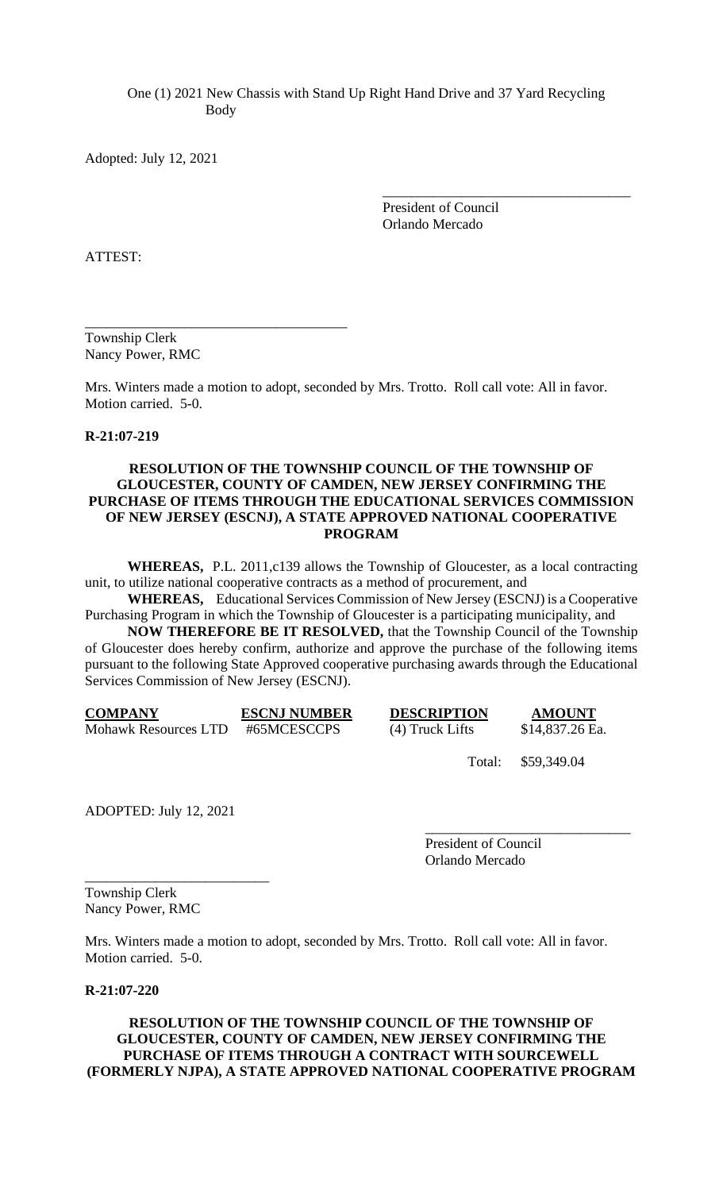One (1) 2021 New Chassis with Stand Up Right Hand Drive and 37 Yard Recycling Body

Adopted: July 12, 2021

___________________________________
President of Council
Orlando Mercado

ATTEST:

_____________________________________
Township Clerk
Nancy Power, RMC

Mrs. Winters made a motion to adopt, seconded by Mrs. Trotto. Roll call vote: All in favor. Motion carried. 5-0.

**R-21:07-219**

**RESOLUTION OF THE TOWNSHIP COUNCIL OF THE TOWNSHIP OF GLOUCESTER, COUNTY OF CAMDEN, NEW JERSEY CONFIRMING THE PURCHASE OF ITEMS THROUGH THE EDUCATIONAL SERVICES COMMISSION OF NEW JERSEY (ESCNJ), A STATE APPROVED NATIONAL COOPERATIVE PROGRAM**

**WHEREAS,** P.L. 2011,c139 allows the Township of Gloucester, as a local contracting unit, to utilize national cooperative contracts as a method of procurement, and

**WHEREAS,** Educational Services Commission of New Jersey (ESCNJ) is a Cooperative Purchasing Program in which the Township of Gloucester is a participating municipality, and

**NOW THEREFORE BE IT RESOLVED,** that the Township Council of the Township of Gloucester does hereby confirm, authorize and approve the purchase of the following items pursuant to the following State Approved cooperative purchasing awards through the Educational Services Commission of New Jersey (ESCNJ).

| COMPANY | ESCNJ NUMBER | DESCRIPTION | AMOUNT |
|---|---|---|---|
| Mohawk Resources LTD | #65MCESCCPS | (4) Truck Lifts | $14,837.26 Ea. |
| | | Total: | $59,349.04 |

ADOPTED: July 12, 2021

_____________________________
President of Council
Orlando Mercado

__________________________
Township Clerk
Nancy Power, RMC

Mrs. Winters made a motion to adopt, seconded by Mrs. Trotto. Roll call vote: All in favor. Motion carried. 5-0.

**R-21:07-220**

**RESOLUTION OF THE TOWNSHIP COUNCIL OF THE TOWNSHIP OF GLOUCESTER, COUNTY OF CAMDEN, NEW JERSEY CONFIRMING THE PURCHASE OF ITEMS THROUGH A CONTRACT WITH SOURCEWELL (FORMERLY NJPA), A STATE APPROVED NATIONAL COOPERATIVE PROGRAM**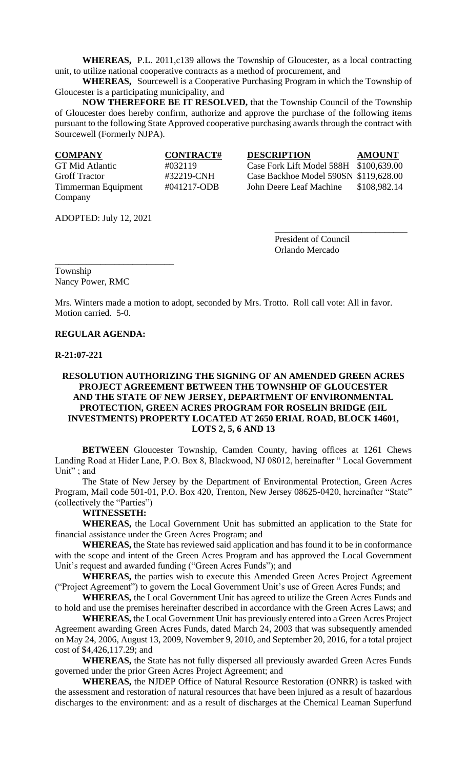**WHEREAS,** P.L. 2011,c139 allows the Township of Gloucester, as a local contracting unit, to utilize national cooperative contracts as a method of procurement, and

**WHEREAS,** Sourcewell is a Cooperative Purchasing Program in which the Township of Gloucester is a participating municipality, and

**NOW THEREFORE BE IT RESOLVED,** that the Township Council of the Township of Gloucester does hereby confirm, authorize and approve the purchase of the following items pursuant to the following State Approved cooperative purchasing awards through the contract with Sourcewell (Formerly NJPA).

| COMPANY | CONTRACT# | DESCRIPTION | AMOUNT |
|---|---|---|---|
| GT Mid Atlantic | #032119 | Case Fork Lift Model 588H | $100,639.00 |
| Groff Tractor | #32219-CNH | Case Backhoe Model 590SN | $119,628.00 |
| Timmerman Equipment Company | #041217-ODB | John Deere Leaf Machine | $108,982.14 |

ADOPTED: July 12, 2021

\_\_\_\_\_\_\_\_\_\_\_\_\_\_\_\_\_\_\_\_\_\_\_\_\_\_\_\_\_\_
President of Council
Orlando Mercado

\_\_\_\_\_\_\_\_\_\_\_\_\_\_\_\_\_\_\_\_\_\_\_\_\_\_\_
Township
Nancy Power, RMC

Mrs. Winters made a motion to adopt, seconded by Mrs. Trotto. Roll call vote: All in favor. Motion carried. 5-0.

**REGULAR AGENDA:**

**R-21:07-221**

**RESOLUTION AUTHORIZING THE SIGNING OF AN AMENDED GREEN ACRES PROJECT AGREEMENT BETWEEN THE TOWNSHIP OF GLOUCESTER AND THE STATE OF NEW JERSEY, DEPARTMENT OF ENVIRONMENTAL PROTECTION, GREEN ACRES PROGRAM FOR ROSELIN BRIDGE (EIL INVESTMENTS) PROPERTY LOCATED AT 2650 ERIAL ROAD, BLOCK 14601, LOTS 2, 5, 6 AND 13**

**BETWEEN** Gloucester Township, Camden County, having offices at 1261 Chews Landing Road at Hider Lane, P.O. Box 8, Blackwood, NJ 08012, hereinafter " Local Government Unit" ; and

The State of New Jersey by the Department of Environmental Protection, Green Acres Program, Mail code 501-01, P.O. Box 420, Trenton, New Jersey 08625-0420, hereinafter "State" (collectively the "Parties")

**WITNESSETH:**

**WHEREAS,** the Local Government Unit has submitted an application to the State for financial assistance under the Green Acres Program; and

**WHEREAS,** the State has reviewed said application and has found it to be in conformance with the scope and intent of the Green Acres Program and has approved the Local Government Unit's request and awarded funding ("Green Acres Funds"); and

**WHEREAS,** the parties wish to execute this Amended Green Acres Project Agreement ("Project Agreement") to govern the Local Government Unit's use of Green Acres Funds; and

**WHEREAS,** the Local Government Unit has agreed to utilize the Green Acres Funds and to hold and use the premises hereinafter described in accordance with the Green Acres Laws; and

**WHEREAS,** the Local Government Unit has previously entered into a Green Acres Project Agreement awarding Green Acres Funds, dated March 24, 2003 that was subsequently amended on May 24, 2006, August 13, 2009, November 9, 2010, and September 20, 2016, for a total project cost of $4,426,117.29; and

**WHEREAS,** the State has not fully dispersed all previously awarded Green Acres Funds governed under the prior Green Acres Project Agreement; and

**WHEREAS,** the NJDEP Office of Natural Resource Restoration (ONRR) is tasked with the assessment and restoration of natural resources that have been injured as a result of hazardous discharges to the environment: and as a result of discharges at the Chemical Leaman Superfund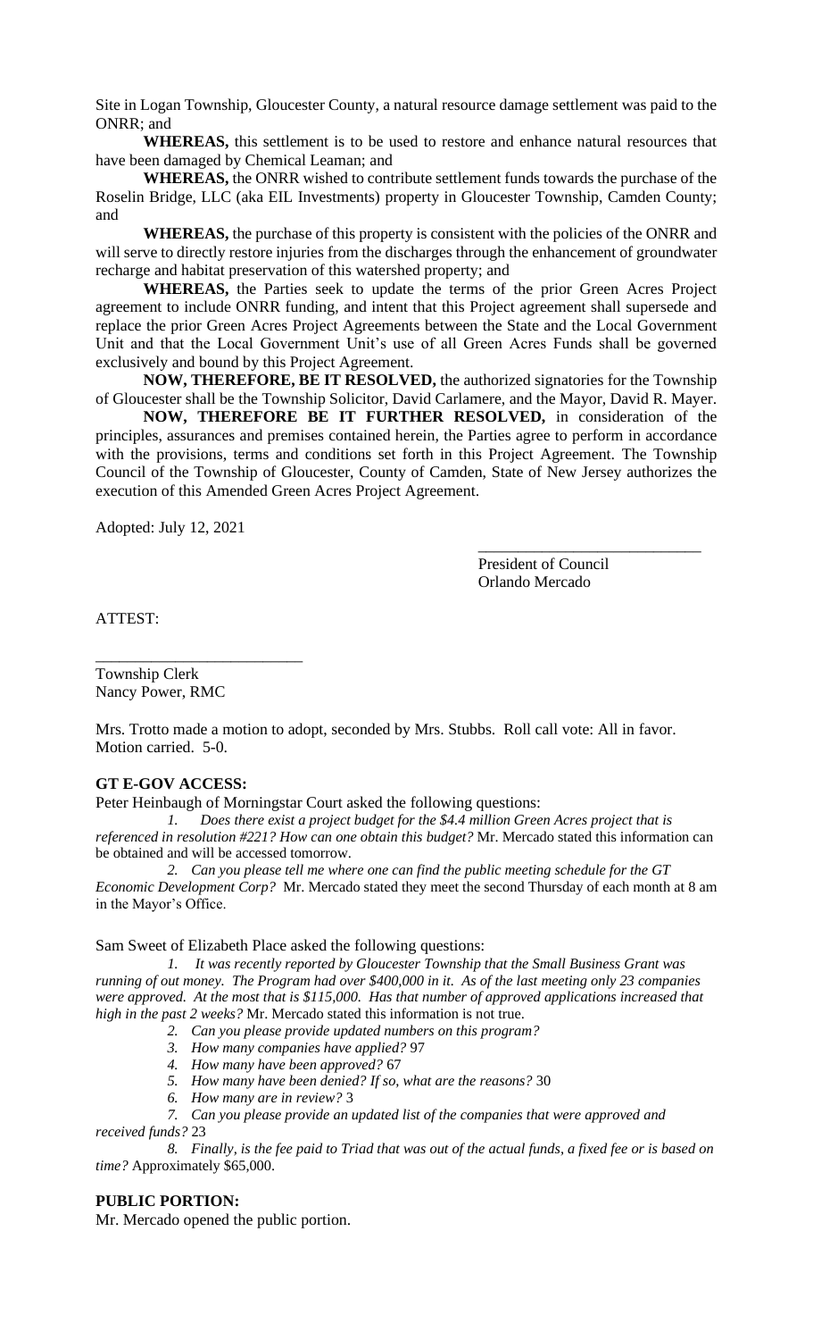Site in Logan Township, Gloucester County, a natural resource damage settlement was paid to the ONRR; and

**WHEREAS,** this settlement is to be used to restore and enhance natural resources that have been damaged by Chemical Leaman; and

**WHEREAS,** the ONRR wished to contribute settlement funds towards the purchase of the Roselin Bridge, LLC (aka EIL Investments) property in Gloucester Township, Camden County; and

**WHEREAS,** the purchase of this property is consistent with the policies of the ONRR and will serve to directly restore injuries from the discharges through the enhancement of groundwater recharge and habitat preservation of this watershed property; and

**WHEREAS,** the Parties seek to update the terms of the prior Green Acres Project agreement to include ONRR funding, and intent that this Project agreement shall supersede and replace the prior Green Acres Project Agreements between the State and the Local Government Unit and that the Local Government Unit's use of all Green Acres Funds shall be governed exclusively and bound by this Project Agreement.

**NOW, THEREFORE, BE IT RESOLVED,** the authorized signatories for the Township of Gloucester shall be the Township Solicitor, David Carlamere, and the Mayor, David R. Mayer.

**NOW, THEREFORE BE IT FURTHER RESOLVED,** in consideration of the principles, assurances and premises contained herein, the Parties agree to perform in accordance with the provisions, terms and conditions set forth in this Project Agreement. The Township Council of the Township of Gloucester, County of Camden, State of New Jersey authorizes the execution of this Amended Green Acres Project Agreement.

Adopted: July 12, 2021

\_\_\_\_\_\_\_\_\_\_\_\_\_\_\_\_\_\_\_\_\_\_\_\_\_\_\_\_
President of Council
Orlando Mercado

ATTEST:

\_\_\_\_\_\_\_\_\_\_\_\_\_\_\_\_\_\_\_\_\_\_\_\_\_\_
Township Clerk
Nancy Power, RMC

Mrs. Trotto made a motion to adopt, seconded by Mrs. Stubbs. Roll call vote: All in favor. Motion carried. 5-0.

**GT E-GOV ACCESS:**

Peter Heinbaugh of Morningstar Court asked the following questions:

1. *Does there exist a project budget for the $4.4 million Green Acres project that is referenced in resolution #221? How can one obtain this budget?* Mr. Mercado stated this information can be obtained and will be accessed tomorrow.
2. *Can you please tell me where one can find the public meeting schedule for the GT Economic Development Corp?* Mr. Mercado stated they meet the second Thursday of each month at 8 am in the Mayor's Office.

Sam Sweet of Elizabeth Place asked the following questions:

1. *It was recently reported by Gloucester Township that the Small Business Grant was running of out money. The Program had over $400,000 in it. As of the last meeting only 23 companies were approved. At the most that is $115,000. Has that number of approved applications increased that high in the past 2 weeks?* Mr. Mercado stated this information is not true.
2. *Can you please provide updated numbers on this program?*
3. *How many companies have applied?* 97
4. *How many have been approved?* 67
5. *How many have been denied? If so, what are the reasons?* 30
6. *How many are in review?* 3
7. *Can you please provide an updated list of the companies that were approved and received funds?* 23
8. *Finally, is the fee paid to Triad that was out of the actual funds, a fixed fee or is based on time?* Approximately $65,000.

**PUBLIC PORTION:**

Mr. Mercado opened the public portion.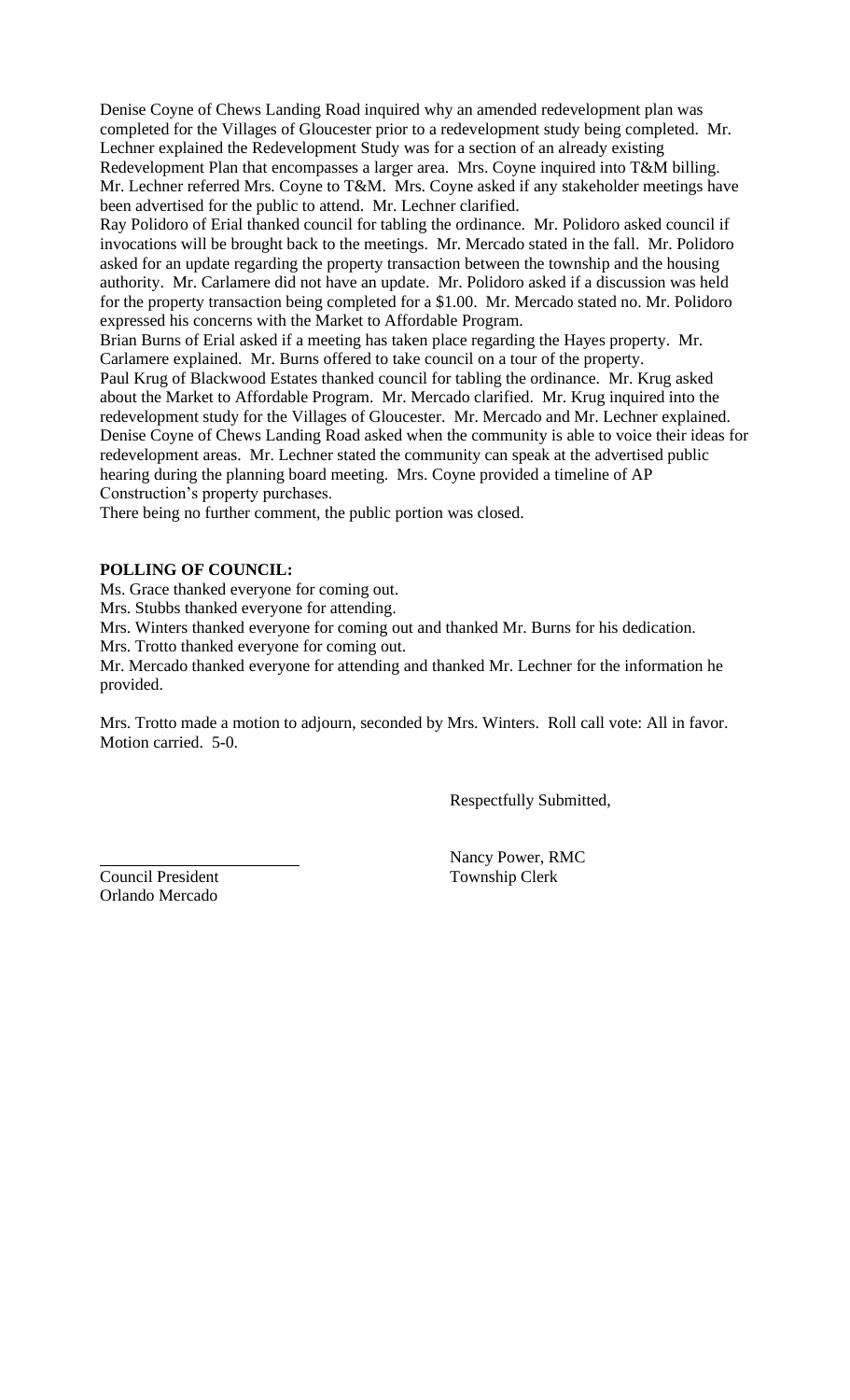Denise Coyne of Chews Landing Road inquired why an amended redevelopment plan was completed for the Villages of Gloucester prior to a redevelopment study being completed. Mr. Lechner explained the Redevelopment Study was for a section of an already existing Redevelopment Plan that encompasses a larger area. Mrs. Coyne inquired into T&M billing. Mr. Lechner referred Mrs. Coyne to T&M. Mrs. Coyne asked if any stakeholder meetings have been advertised for the public to attend. Mr. Lechner clarified.

Ray Polidoro of Erial thanked council for tabling the ordinance. Mr. Polidoro asked council if invocations will be brought back to the meetings. Mr. Mercado stated in the fall. Mr. Polidoro asked for an update regarding the property transaction between the township and the housing authority. Mr. Carlamere did not have an update. Mr. Polidoro asked if a discussion was held for the property transaction being completed for a $1.00. Mr. Mercado stated no. Mr. Polidoro expressed his concerns with the Market to Affordable Program.

Brian Burns of Erial asked if a meeting has taken place regarding the Hayes property. Mr. Carlamere explained. Mr. Burns offered to take council on a tour of the property.

Paul Krug of Blackwood Estates thanked council for tabling the ordinance. Mr. Krug asked about the Market to Affordable Program. Mr. Mercado clarified. Mr. Krug inquired into the redevelopment study for the Villages of Gloucester. Mr. Mercado and Mr. Lechner explained.

Denise Coyne of Chews Landing Road asked when the community is able to voice their ideas for redevelopment areas. Mr. Lechner stated the community can speak at the advertised public hearing during the planning board meeting. Mrs. Coyne provided a timeline of AP Construction's property purchases.

There being no further comment, the public portion was closed.

**POLLING OF COUNCIL:**

Ms. Grace thanked everyone for coming out.

Mrs. Stubbs thanked everyone for attending.

Mrs. Winters thanked everyone for coming out and thanked Mr. Burns for his dedication.

Mrs. Trotto thanked everyone for coming out.

Mr. Mercado thanked everyone for attending and thanked Mr. Lechner for the information he provided.

Mrs. Trotto made a motion to adjourn, seconded by Mrs. Winters. Roll call vote: All in favor. Motion carried. 5-0.

Respectfully Submitted,

Nancy Power, RMC
Township Clerk

\_\_\_\_\_\_\_\_\_\_\_\_\_\_\_\_\_\_\_\_\_\_\_\_
Council President
Orlando Mercado